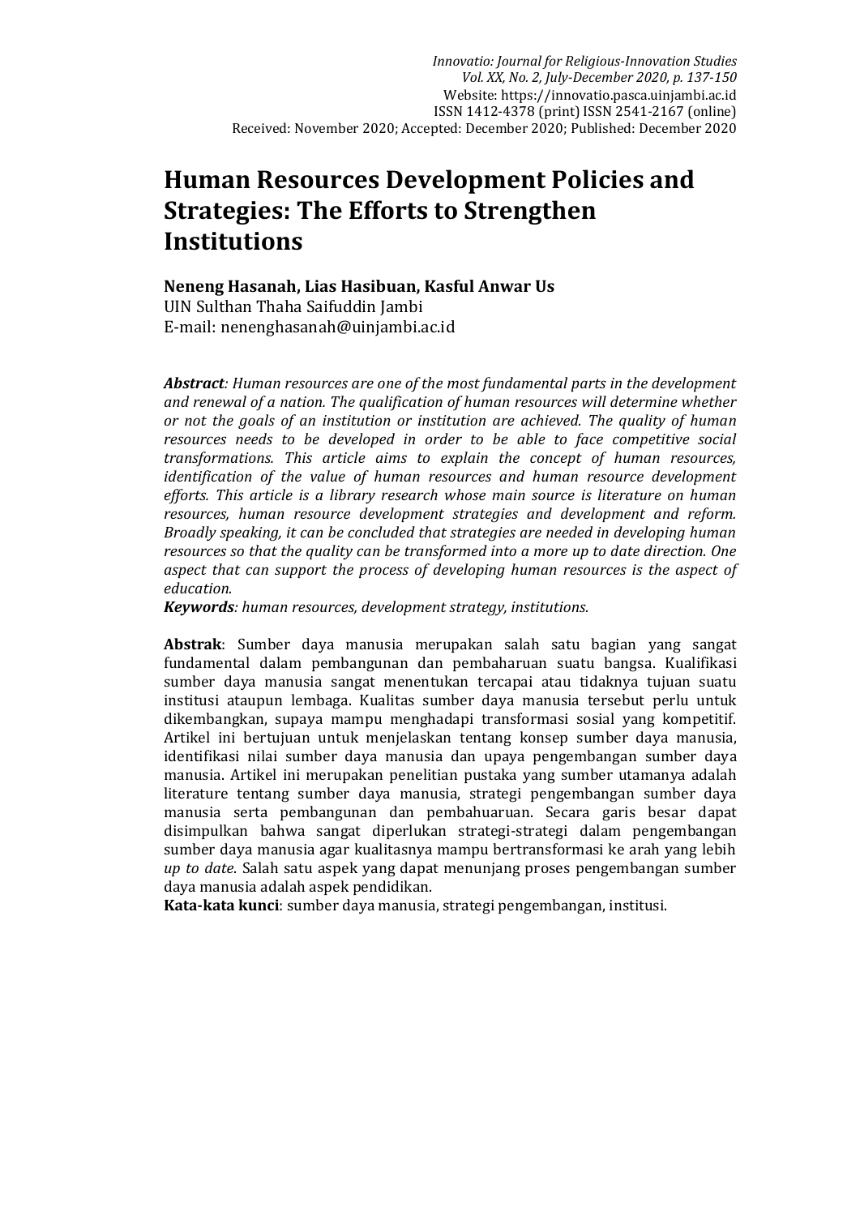*Innovatio: Journal for Religious-Innovation Studies*
*Vol. XX, No. 2, July-December 2020, p. 137-150*
Website: https://innovatio.pasca.uinjambi.ac.id
ISSN 1412-4378 (print) ISSN 2541-2167 (online)
Received: November 2020; Accepted: December 2020; Published: December 2020

# Human Resources Development Policies and Strategies: The Efforts to Strengthen Institutions

**Neneng Hasanah, Lias Hasibuan, Kasful Anwar Us**
UIN Sulthan Thaha Saifuddin Jambi
E-mail: nenenghasanah@uinjambi.ac.id

***Abstract****: Human resources are one of the most fundamental parts in the development and renewal of a nation. The qualification of human resources will determine whether or not the goals of an institution or institution are achieved. The quality of human resources needs to be developed in order to be able to face competitive social transformations. This article aims to explain the concept of human resources, identification of the value of human resources and human resource development efforts. This article is a library research whose main source is literature on human resources, human resource development strategies and development and reform. Broadly speaking, it can be concluded that strategies are needed in developing human resources so that the quality can be transformed into a more up to date direction. One aspect that can support the process of developing human resources is the aspect of education.*
***Keywords****: human resources, development strategy, institutions.*

**Abstrak**: Sumber daya manusia merupakan salah satu bagian yang sangat fundamental dalam pembangunan dan pembaharuan suatu bangsa. Kualifikasi sumber daya manusia sangat menentukan tercapai atau tidaknya tujuan suatu institusi ataupun lembaga. Kualitas sumber daya manusia tersebut perlu untuk dikembangkan, supaya mampu menghadapi transformasi sosial yang kompetitif. Artikel ini bertujuan untuk menjelaskan tentang konsep sumber daya manusia, identifikasi nilai sumber daya manusia dan upaya pengembangan sumber daya manusia. Artikel ini merupakan penelitian pustaka yang sumber utamanya adalah literature tentang sumber daya manusia, strategi pengembangan sumber daya manusia serta pembangunan dan pembahuaruan. Secara garis besar dapat disimpulkan bahwa sangat diperlukan strategi-strategi dalam pengembangan sumber daya manusia agar kualitasnya mampu bertransformasi ke arah yang lebih *up to date*. Salah satu aspek yang dapat menunjang proses pengembangan sumber daya manusia adalah aspek pendidikan.
**Kata-kata kunci**: sumber daya manusia, strategi pengembangan, institusi.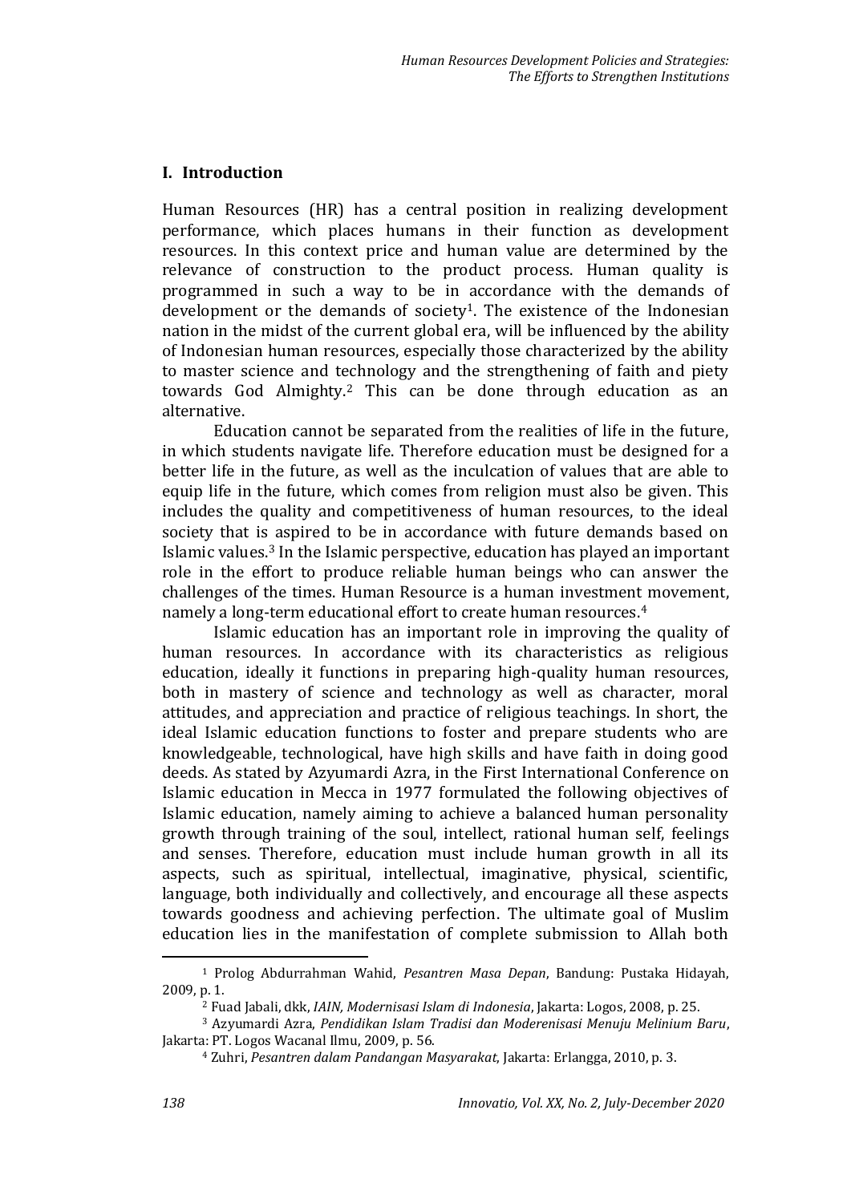## I. Introduction

Human Resources (HR) has a central position in realizing development performance, which places humans in their function as development resources. In this context price and human value are determined by the relevance of construction to the product process. Human quality is programmed in such a way to be in accordance with the demands of development or the demands of society[1]. The existence of the Indonesian nation in the midst of the current global era, will be influenced by the ability of Indonesian human resources, especially those characterized by the ability to master science and technology and the strengthening of faith and piety towards God Almighty.[2] This can be done through education as an alternative.

Education cannot be separated from the realities of life in the future, in which students navigate life. Therefore education must be designed for a better life in the future, as well as the inculcation of values that are able to equip life in the future, which comes from religion must also be given. This includes the quality and competitiveness of human resources, to the ideal society that is aspired to be in accordance with future demands based on Islamic values.[3] In the Islamic perspective, education has played an important role in the effort to produce reliable human beings who can answer the challenges of the times. Human Resource is a human investment movement, namely a long-term educational effort to create human resources.[4]

Islamic education has an important role in improving the quality of human resources. In accordance with its characteristics as religious education, ideally it functions in preparing high-quality human resources, both in mastery of science and technology as well as character, moral attitudes, and appreciation and practice of religious teachings. In short, the ideal Islamic education functions to foster and prepare students who are knowledgeable, technological, have high skills and have faith in doing good deeds. As stated by Azyumardi Azra, in the First International Conference on Islamic education in Mecca in 1977 formulated the following objectives of Islamic education, namely aiming to achieve a balanced human personality growth through training of the soul, intellect, rational human self, feelings and senses. Therefore, education must include human growth in all its aspects, such as spiritual, intellectual, imaginative, physical, scientific, language, both individually and collectively, and encourage all these aspects towards goodness and achieving perfection. The ultimate goal of Muslim education lies in the manifestation of complete submission to Allah both

---

[1] Prolog Abdurrahman Wahid, *Pesantren Masa Depan*, Bandung: Pustaka Hidayah, 2009, p. 1.

[2] Fuad Jabali, dkk, *IAIN, Modernisasi Islam di Indonesia*, Jakarta: Logos, 2008, p. 25.

[3] Azyumardi Azra, *Pendidikan Islam Tradisi dan Moderenisasi Menuju Melinium Baru*, Jakarta: PT. Logos Wacanal Ilmu, 2009, p. 56.

[4] Zuhri, *Pesantren dalam Pandangan Masyarakat*, Jakarta: Erlangga, 2010, p. 3.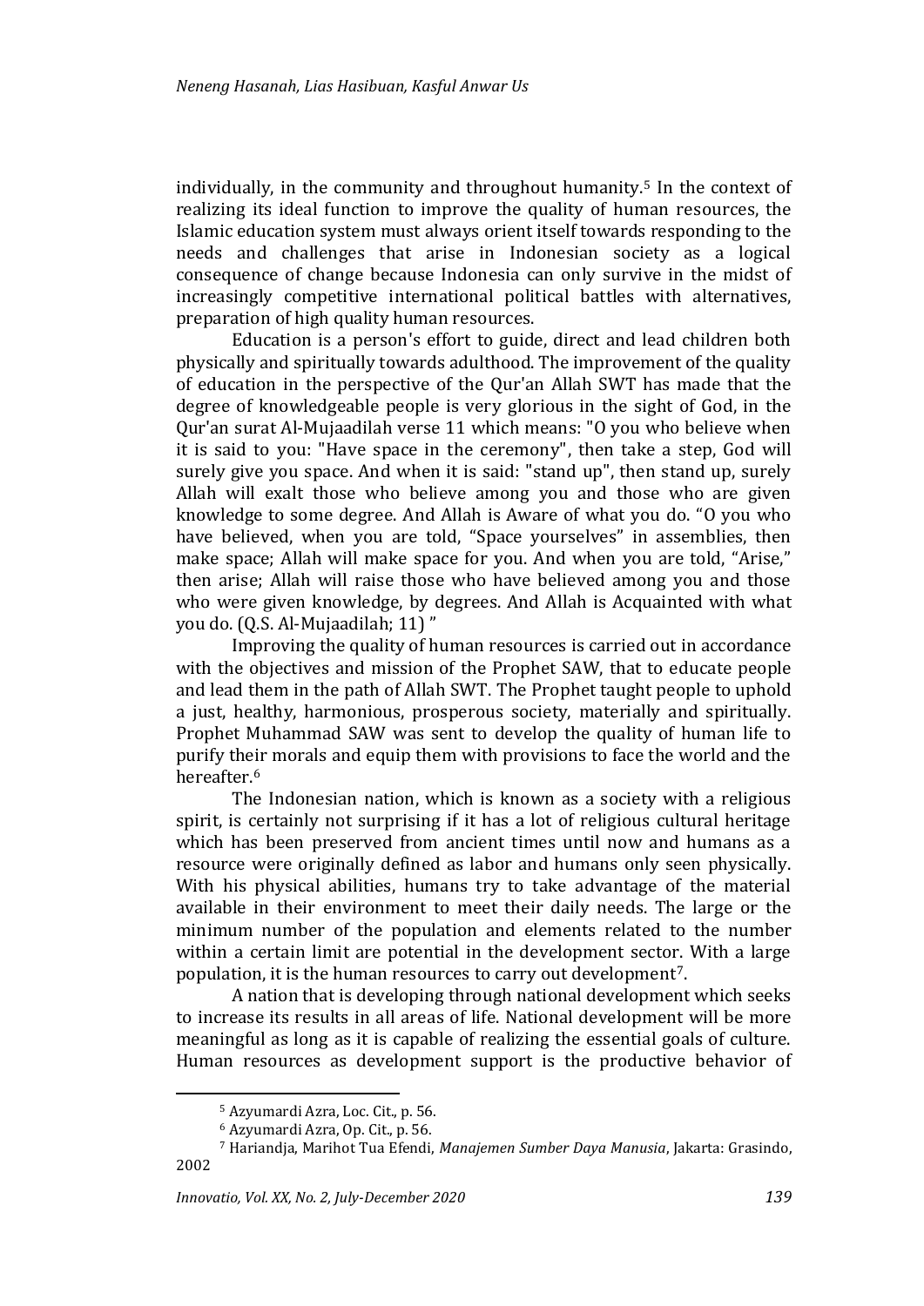individually, in the community and throughout humanity.[5] In the context of realizing its ideal function to improve the quality of human resources, the Islamic education system must always orient itself towards responding to the needs and challenges that arise in Indonesian society as a logical consequence of change because Indonesia can only survive in the midst of increasingly competitive international political battles with alternatives, preparation of high quality human resources.

Education is a person's effort to guide, direct and lead children both physically and spiritually towards adulthood. The improvement of the quality of education in the perspective of the Qur'an Allah SWT has made that the degree of knowledgeable people is very glorious in the sight of God, in the Qur'an surat Al-Mujaadilah verse 11 which means: "O you who believe when it is said to you: "Have space in the ceremony", then take a step, God will surely give you space. And when it is said: "stand up", then stand up, surely Allah will exalt those who believe among you and those who are given knowledge to some degree. And Allah is Aware of what you do. "O you who have believed, when you are told, "Space yourselves" in assemblies, then make space; Allah will make space for you. And when you are told, "Arise," then arise; Allah will raise those who have believed among you and those who were given knowledge, by degrees. And Allah is Acquainted with what you do. (Q.S. Al-Mujaadilah; 11) "

Improving the quality of human resources is carried out in accordance with the objectives and mission of the Prophet SAW, that to educate people and lead them in the path of Allah SWT. The Prophet taught people to uphold a just, healthy, harmonious, prosperous society, materially and spiritually. Prophet Muhammad SAW was sent to develop the quality of human life to purify their morals and equip them with provisions to face the world and the hereafter.[6]

The Indonesian nation, which is known as a society with a religious spirit, is certainly not surprising if it has a lot of religious cultural heritage which has been preserved from ancient times until now and humans as a resource were originally defined as labor and humans only seen physically. With his physical abilities, humans try to take advantage of the material available in their environment to meet their daily needs. The large or the minimum number of the population and elements related to the number within a certain limit are potential in the development sector. With a large population, it is the human resources to carry out development[7].

A nation that is developing through national development which seeks to increase its results in all areas of life. National development will be more meaningful as long as it is capable of realizing the essential goals of culture. Human resources as development support is the productive behavior of

---

[5] Azyumardi Azra, Loc. Cit., p. 56.

[6] Azyumardi Azra, Op. Cit., p. 56.

[7] Hariandja, Marihot Tua Efendi, *Manajemen Sumber Daya Manusia*, Jakarta: Grasindo, 2002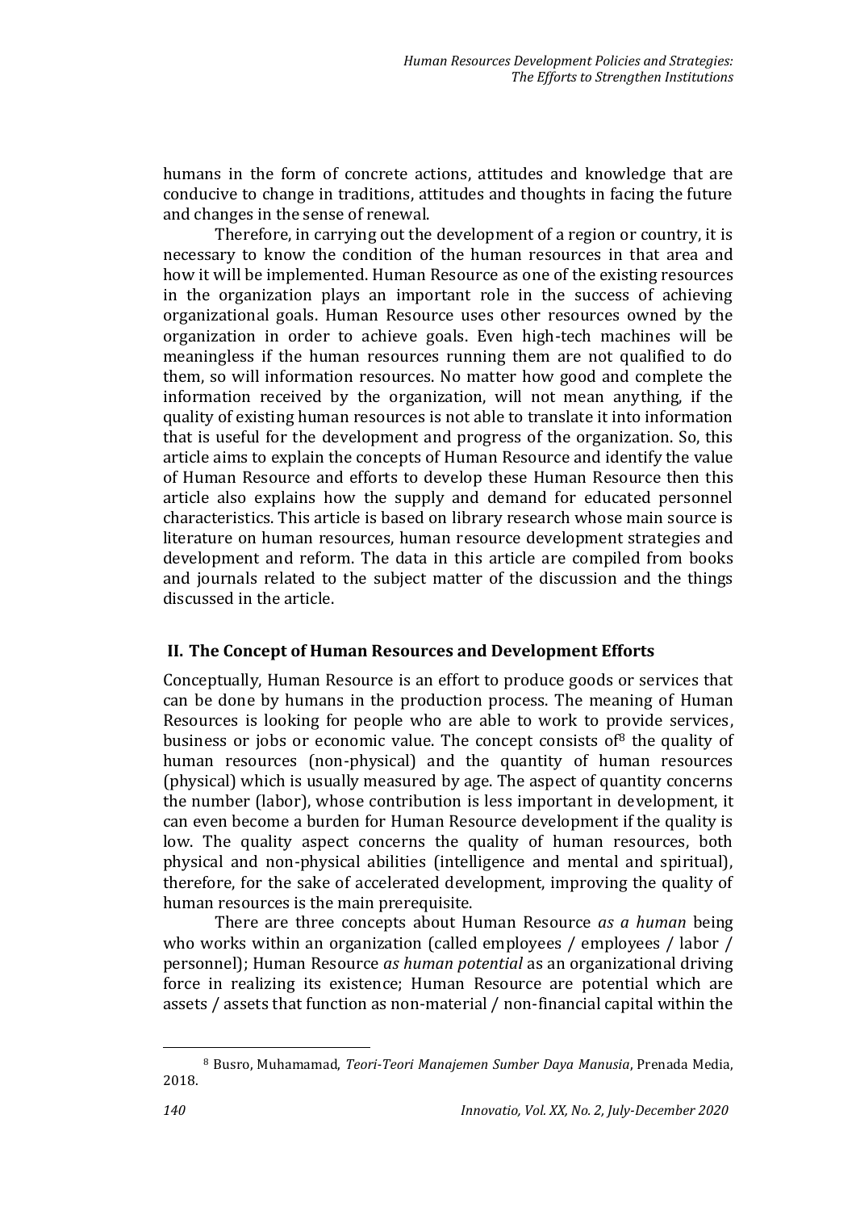humans in the form of concrete actions, attitudes and knowledge that are conducive to change in traditions, attitudes and thoughts in facing the future and changes in the sense of renewal.

Therefore, in carrying out the development of a region or country, it is necessary to know the condition of the human resources in that area and how it will be implemented. Human Resource as one of the existing resources in the organization plays an important role in the success of achieving organizational goals. Human Resource uses other resources owned by the organization in order to achieve goals. Even high-tech machines will be meaningless if the human resources running them are not qualified to do them, so will information resources. No matter how good and complete the information received by the organization, will not mean anything, if the quality of existing human resources is not able to translate it into information that is useful for the development and progress of the organization. So, this article aims to explain the concepts of Human Resource and identify the value of Human Resource and efforts to develop these Human Resource then this article also explains how the supply and demand for educated personnel characteristics. This article is based on library research whose main source is literature on human resources, human resource development strategies and development and reform. The data in this article are compiled from books and journals related to the subject matter of the discussion and the things discussed in the article.

## II. The Concept of Human Resources and Development Efforts

Conceptually, Human Resource is an effort to produce goods or services that can be done by humans in the production process. The meaning of Human Resources is looking for people who are able to work to provide services, business or jobs or economic value. The concept consists of[8] the quality of human resources (non-physical) and the quantity of human resources (physical) which is usually measured by age. The aspect of quantity concerns the number (labor), whose contribution is less important in development, it can even become a burden for Human Resource development if the quality is low. The quality aspect concerns the quality of human resources, both physical and non-physical abilities (intelligence and mental and spiritual), therefore, for the sake of accelerated development, improving the quality of human resources is the main prerequisite.

There are three concepts about Human Resource *as a human* being who works within an organization (called employees / employees / labor / personnel); Human Resource *as human potential* as an organizational driving force in realizing its existence; Human Resource are potential which are assets / assets that function as non-material / non-financial capital within the

---

[8] Busro, Muhamamad, *Teori-Teori Manajemen Sumber Daya Manusia*, Prenada Media, 2018.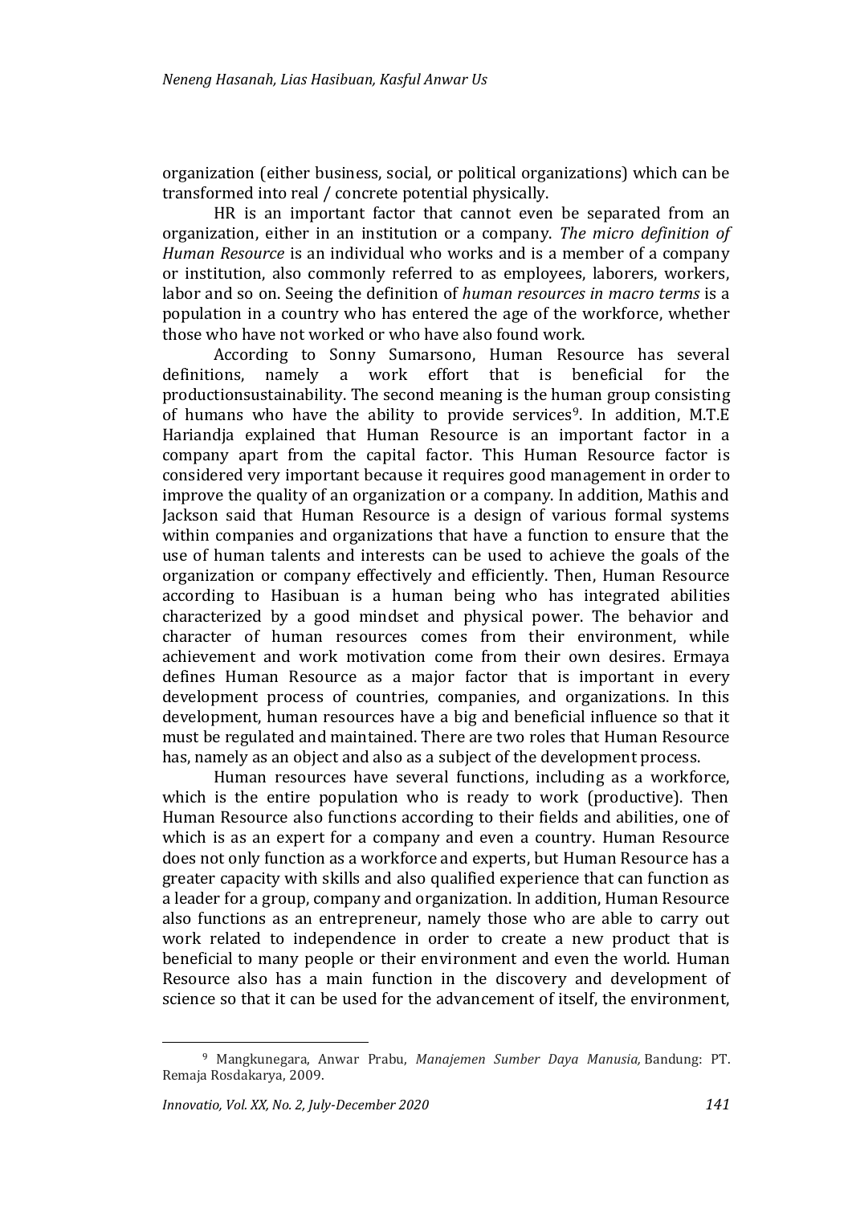organization (either business, social, or political organizations) which can be transformed into real / concrete potential physically.

HR is an important factor that cannot even be separated from an organization, either in an institution or a company. *The micro definition of Human Resource* is an individual who works and is a member of a company or institution, also commonly referred to as employees, laborers, workers, labor and so on. Seeing the definition of *human resources in macro terms* is a population in a country who has entered the age of the workforce, whether those who have not worked or who have also found work.

According to Sonny Sumarsono, Human Resource has several definitions, namely a work effort that is beneficial for the productionsustainability. The second meaning is the human group consisting of humans who have the ability to provide services[9]. In addition, M.T.E Hariandja explained that Human Resource is an important factor in a company apart from the capital factor. This Human Resource factor is considered very important because it requires good management in order to improve the quality of an organization or a company. In addition, Mathis and Jackson said that Human Resource is a design of various formal systems within companies and organizations that have a function to ensure that the use of human talents and interests can be used to achieve the goals of the organization or company effectively and efficiently. Then, Human Resource according to Hasibuan is a human being who has integrated abilities characterized by a good mindset and physical power. The behavior and character of human resources comes from their environment, while achievement and work motivation come from their own desires. Ermaya defines Human Resource as a major factor that is important in every development process of countries, companies, and organizations. In this development, human resources have a big and beneficial influence so that it must be regulated and maintained. There are two roles that Human Resource has, namely as an object and also as a subject of the development process.

Human resources have several functions, including as a workforce, which is the entire population who is ready to work (productive). Then Human Resource also functions according to their fields and abilities, one of which is as an expert for a company and even a country. Human Resource does not only function as a workforce and experts, but Human Resource has a greater capacity with skills and also qualified experience that can function as a leader for a group, company and organization. In addition, Human Resource also functions as an entrepreneur, namely those who are able to carry out work related to independence in order to create a new product that is beneficial to many people or their environment and even the world. Human Resource also has a main function in the discovery and development of science so that it can be used for the advancement of itself, the environment,

[9] Mangkunegara, Anwar Prabu, *Manajemen Sumber Daya Manusia,* Bandung: PT. Remaja Rosdakarya, 2009.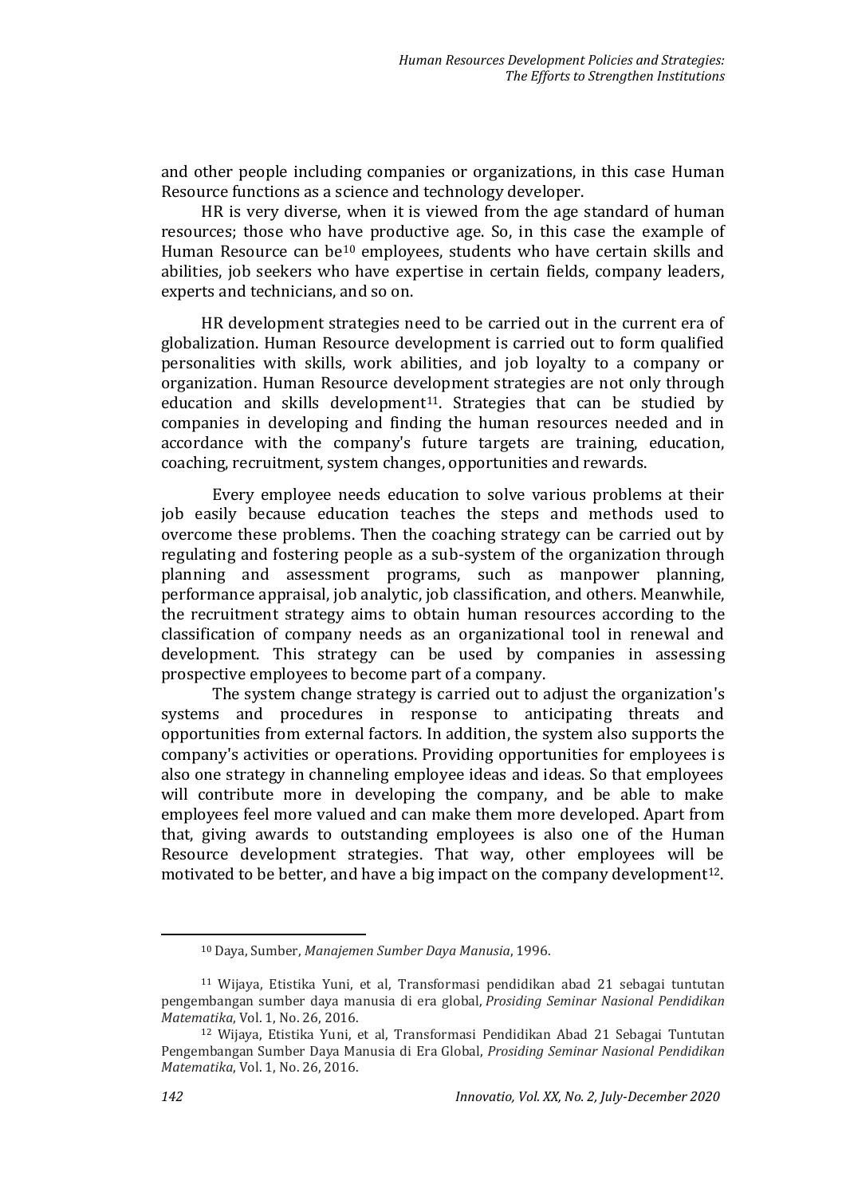and other people including companies or organizations, in this case Human Resource functions as a science and technology developer.

HR is very diverse, when it is viewed from the age standard of human resources; those who have productive age. So, in this case the example of Human Resource can be[10] employees, students who have certain skills and abilities, job seekers who have expertise in certain fields, company leaders, experts and technicians, and so on.

HR development strategies need to be carried out in the current era of globalization. Human Resource development is carried out to form qualified personalities with skills, work abilities, and job loyalty to a company or organization. Human Resource development strategies are not only through education and skills development[11]. Strategies that can be studied by companies in developing and finding the human resources needed and in accordance with the company's future targets are training, education, coaching, recruitment, system changes, opportunities and rewards.

Every employee needs education to solve various problems at their job easily because education teaches the steps and methods used to overcome these problems. Then the coaching strategy can be carried out by regulating and fostering people as a sub-system of the organization through planning and assessment programs, such as manpower planning, performance appraisal, job analytic, job classification, and others. Meanwhile, the recruitment strategy aims to obtain human resources according to the classification of company needs as an organizational tool in renewal and development. This strategy can be used by companies in assessing prospective employees to become part of a company.

The system change strategy is carried out to adjust the organization's systems and procedures in response to anticipating threats and opportunities from external factors. In addition, the system also supports the company's activities or operations. Providing opportunities for employees is also one strategy in channeling employee ideas and ideas. So that employees will contribute more in developing the company, and be able to make employees feel more valued and can make them more developed. Apart from that, giving awards to outstanding employees is also one of the Human Resource development strategies. That way, other employees will be motivated to be better, and have a big impact on the company development[12].

---

[10] Daya, Sumber, *Manajemen Sumber Daya Manusia*, 1996.

[11] Wijaya, Etistika Yuni, et al, Transformasi pendidikan abad 21 sebagai tuntutan pengembangan sumber daya manusia di era global, *Prosiding Seminar Nasional Pendidikan Matematika*, Vol. 1, No. 26, 2016.

[12] Wijaya, Etistika Yuni, et al, Transformasi Pendidikan Abad 21 Sebagai Tuntutan Pengembangan Sumber Daya Manusia di Era Global, *Prosiding Seminar Nasional Pendidikan Matematika*, Vol. 1, No. 26, 2016.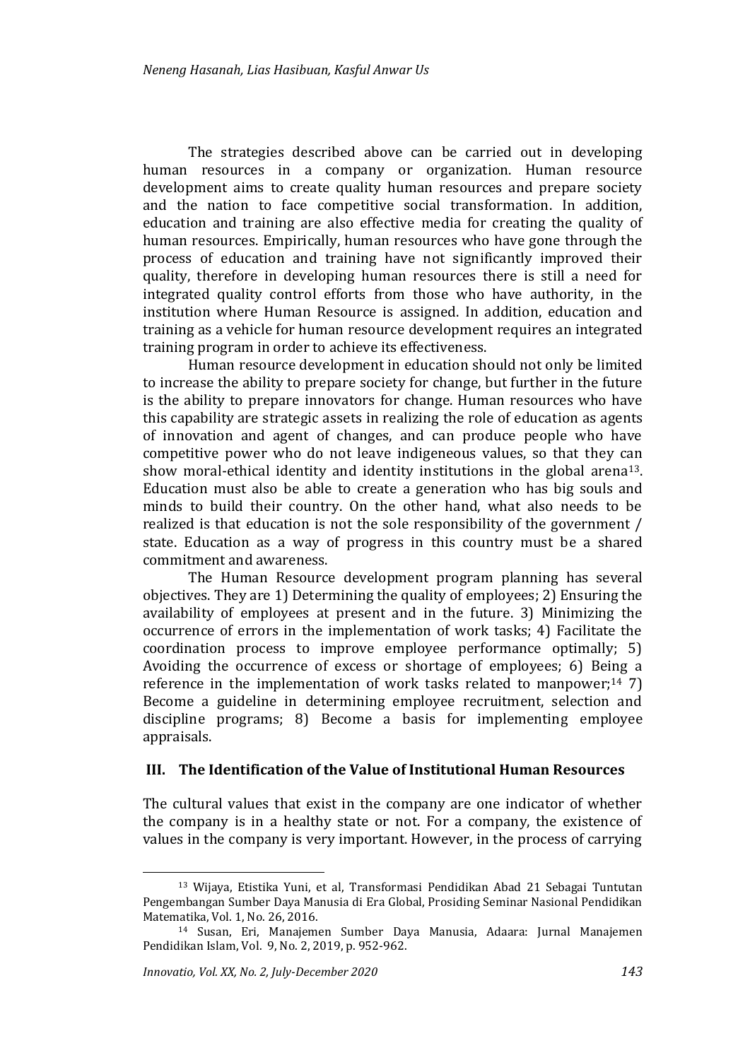The strategies described above can be carried out in developing human resources in a company or organization. Human resource development aims to create quality human resources and prepare society and the nation to face competitive social transformation. In addition, education and training are also effective media for creating the quality of human resources. Empirically, human resources who have gone through the process of education and training have not significantly improved their quality, therefore in developing human resources there is still a need for integrated quality control efforts from those who have authority, in the institution where Human Resource is assigned. In addition, education and training as a vehicle for human resource development requires an integrated training program in order to achieve its effectiveness.

Human resource development in education should not only be limited to increase the ability to prepare society for change, but further in the future is the ability to prepare innovators for change. Human resources who have this capability are strategic assets in realizing the role of education as agents of innovation and agent of changes, and can produce people who have competitive power who do not leave indigeneous values, so that they can show moral-ethical identity and identity institutions in the global arena[13]. Education must also be able to create a generation who has big souls and minds to build their country. On the other hand, what also needs to be realized is that education is not the sole responsibility of the government / state. Education as a way of progress in this country must be a shared commitment and awareness.

The Human Resource development program planning has several objectives. They are 1) Determining the quality of employees; 2) Ensuring the availability of employees at present and in the future. 3) Minimizing the occurrence of errors in the implementation of work tasks; 4) Facilitate the coordination process to improve employee performance optimally; 5) Avoiding the occurrence of excess or shortage of employees; 6) Being a reference in the implementation of work tasks related to manpower;[14] 7) Become a guideline in determining employee recruitment, selection and discipline programs; 8) Become a basis for implementing employee appraisals.

## III. The Identification of the Value of Institutional Human Resources

The cultural values that exist in the company are one indicator of whether the company is in a healthy state or not. For a company, the existence of values in the company is very important. However, in the process of carrying

---

[13] Wijaya, Etistika Yuni, et al, Transformasi Pendidikan Abad 21 Sebagai Tuntutan Pengembangan Sumber Daya Manusia di Era Global, Prosiding Seminar Nasional Pendidikan Matematika, Vol. 1, No. 26, 2016.

[14] Susan, Eri, Manajemen Sumber Daya Manusia, Adaara: Jurnal Manajemen Pendidikan Islam, Vol. 9, No. 2, 2019, p. 952-962.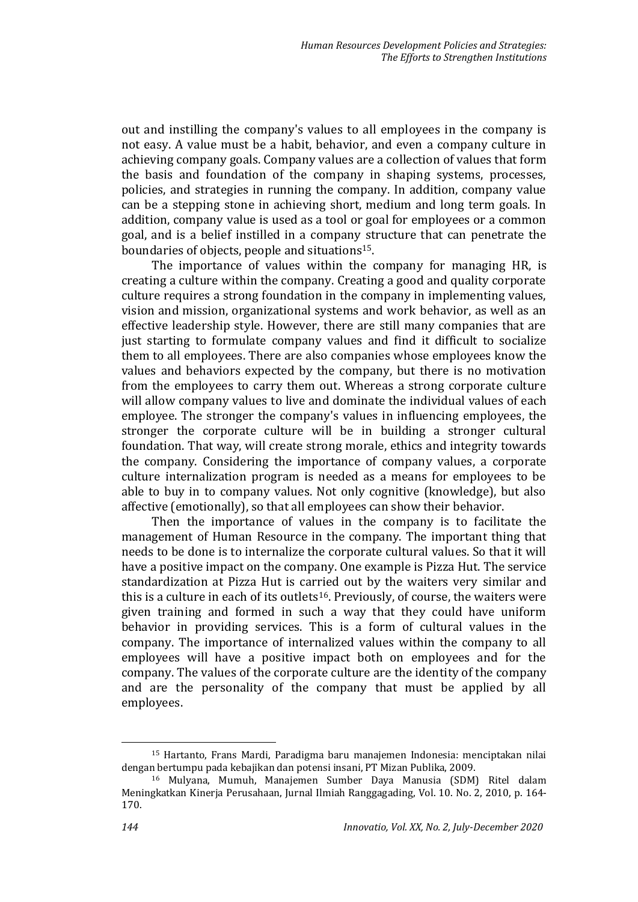out and instilling the company's values to all employees in the company is not easy. A value must be a habit, behavior, and even a company culture in achieving company goals. Company values are a collection of values that form the basis and foundation of the company in shaping systems, processes, policies, and strategies in running the company. In addition, company value can be a stepping stone in achieving short, medium and long term goals. In addition, company value is used as a tool or goal for employees or a common goal, and is a belief instilled in a company structure that can penetrate the boundaries of objects, people and situations[15].

The importance of values within the company for managing HR, is creating a culture within the company. Creating a good and quality corporate culture requires a strong foundation in the company in implementing values, vision and mission, organizational systems and work behavior, as well as an effective leadership style. However, there are still many companies that are just starting to formulate company values and find it difficult to socialize them to all employees. There are also companies whose employees know the values and behaviors expected by the company, but there is no motivation from the employees to carry them out. Whereas a strong corporate culture will allow company values to live and dominate the individual values of each employee. The stronger the company's values in influencing employees, the stronger the corporate culture will be in building a stronger cultural foundation. That way, will create strong morale, ethics and integrity towards the company. Considering the importance of company values, a corporate culture internalization program is needed as a means for employees to be able to buy in to company values. Not only cognitive (knowledge), but also affective (emotionally), so that all employees can show their behavior.

Then the importance of values in the company is to facilitate the management of Human Resource in the company. The important thing that needs to be done is to internalize the corporate cultural values. So that it will have a positive impact on the company. One example is Pizza Hut. The service standardization at Pizza Hut is carried out by the waiters very similar and this is a culture in each of its outlets[16]. Previously, of course, the waiters were given training and formed in such a way that they could have uniform behavior in providing services. This is a form of cultural values in the company. The importance of internalized values within the company to all employees will have a positive impact both on employees and for the company. The values of the corporate culture are the identity of the company and are the personality of the company that must be applied by all employees.

---

[15] Hartanto, Frans Mardi, Paradigma baru manajemen Indonesia: menciptakan nilai dengan bertumpu pada kebajikan dan potensi insani, PT Mizan Publika, 2009.

[16] Mulyana, Mumuh, Manajemen Sumber Daya Manusia (SDM) Ritel dalam Meningkatkan Kinerja Perusahaan, Jurnal Ilmiah Ranggagading, Vol. 10. No. 2, 2010, p. 164-170.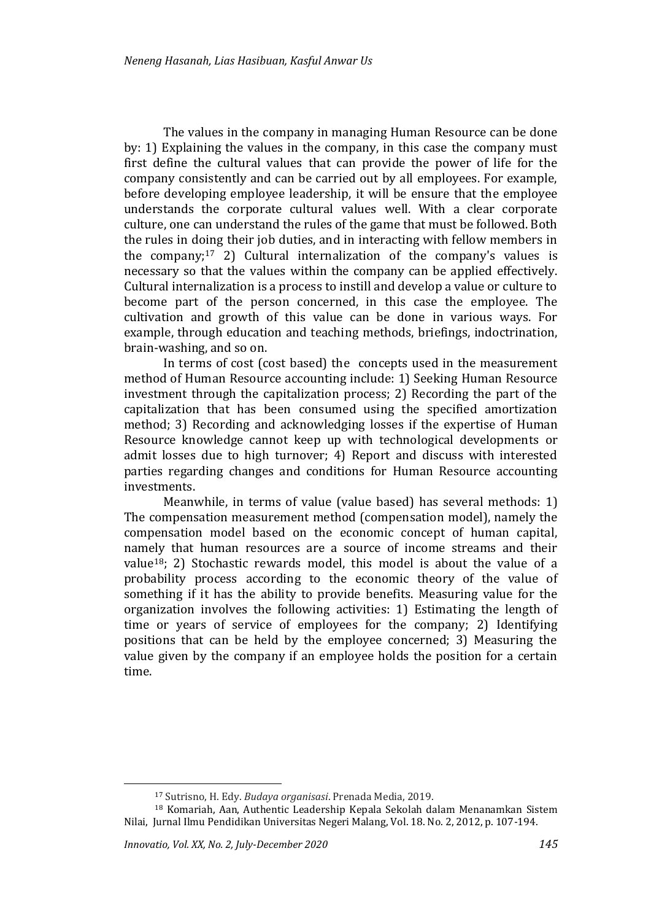The values in the company in managing Human Resource can be done by: 1) Explaining the values in the company, in this case the company must first define the cultural values that can provide the power of life for the company consistently and can be carried out by all employees. For example, before developing employee leadership, it will be ensure that the employee understands the corporate cultural values well. With a clear corporate culture, one can understand the rules of the game that must be followed. Both the rules in doing their job duties, and in interacting with fellow members in the company;[17] 2) Cultural internalization of the company's values is necessary so that the values within the company can be applied effectively. Cultural internalization is a process to instill and develop a value or culture to become part of the person concerned, in this case the employee. The cultivation and growth of this value can be done in various ways. For example, through education and teaching methods, briefings, indoctrination, brain-washing, and so on.

In terms of cost (cost based) the concepts used in the measurement method of Human Resource accounting include: 1) Seeking Human Resource investment through the capitalization process; 2) Recording the part of the capitalization that has been consumed using the specified amortization method; 3) Recording and acknowledging losses if the expertise of Human Resource knowledge cannot keep up with technological developments or admit losses due to high turnover; 4) Report and discuss with interested parties regarding changes and conditions for Human Resource accounting investments.

Meanwhile, in terms of value (value based) has several methods: 1) The compensation measurement method (compensation model), namely the compensation model based on the economic concept of human capital, namely that human resources are a source of income streams and their value[18]; 2) Stochastic rewards model, this model is about the value of a probability process according to the economic theory of the value of something if it has the ability to provide benefits. Measuring value for the organization involves the following activities: 1) Estimating the length of time or years of service of employees for the company; 2) Identifying positions that can be held by the employee concerned; 3) Measuring the value given by the company if an employee holds the position for a certain time.

---

[17] Sutrisno, H. Edy. *Budaya organisasi*. Prenada Media, 2019.

[18] Komariah, Aan, Authentic Leadership Kepala Sekolah dalam Menanamkan Sistem Nilai, Jurnal Ilmu Pendidikan Universitas Negeri Malang, Vol. 18. No. 2, 2012, p. 107-194.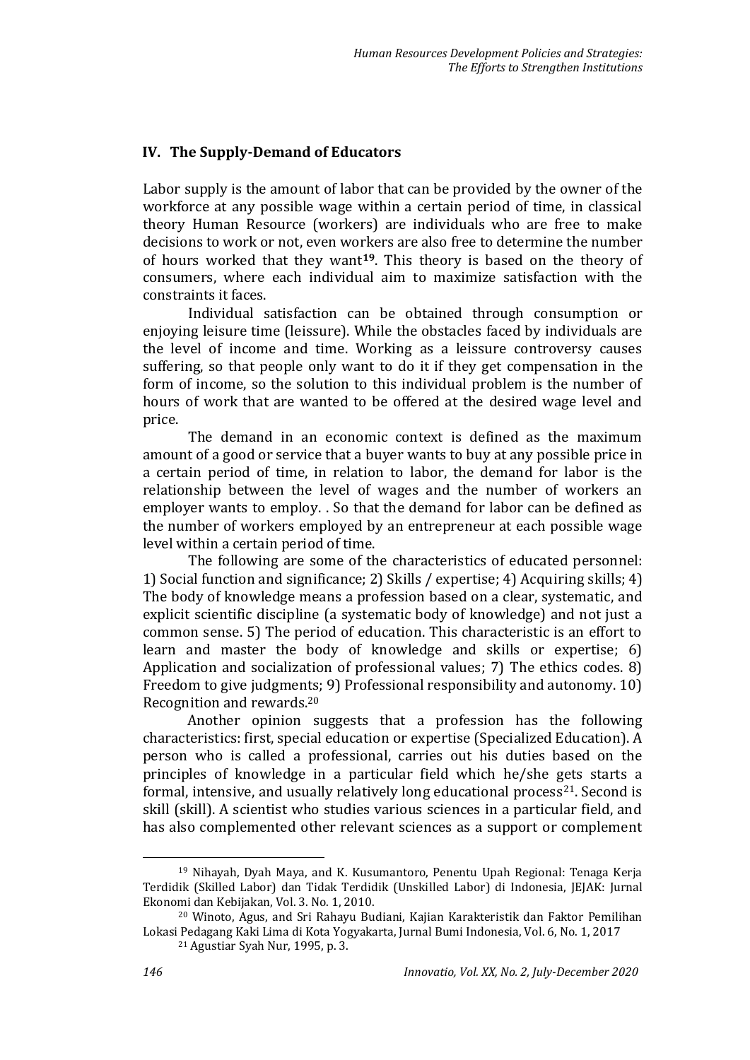## IV. The Supply-Demand of Educators

Labor supply is the amount of labor that can be provided by the owner of the workforce at any possible wage within a certain period of time, in classical theory Human Resource (workers) are individuals who are free to make decisions to work or not, even workers are also free to determine the number of hours worked that they want[19]. This theory is based on the theory of consumers, where each individual aim to maximize satisfaction with the constraints it faces.

Individual satisfaction can be obtained through consumption or enjoying leisure time (leissure). While the obstacles faced by individuals are the level of income and time. Working as a leissure controversy causes suffering, so that people only want to do it if they get compensation in the form of income, so the solution to this individual problem is the number of hours of work that are wanted to be offered at the desired wage level and price.

The demand in an economic context is defined as the maximum amount of a good or service that a buyer wants to buy at any possible price in a certain period of time, in relation to labor, the demand for labor is the relationship between the level of wages and the number of workers an employer wants to employ. . So that the demand for labor can be defined as the number of workers employed by an entrepreneur at each possible wage level within a certain period of time.

The following are some of the characteristics of educated personnel: 1) Social function and significance; 2) Skills / expertise; 4) Acquiring skills; 4) The body of knowledge means a profession based on a clear, systematic, and explicit scientific discipline (a systematic body of knowledge) and not just a common sense. 5) The period of education. This characteristic is an effort to learn and master the body of knowledge and skills or expertise; 6) Application and socialization of professional values; 7) The ethics codes. 8) Freedom to give judgments; 9) Professional responsibility and autonomy. 10) Recognition and rewards.[20]

Another opinion suggests that a profession has the following characteristics: first, special education or expertise (Specialized Education). A person who is called a professional, carries out his duties based on the principles of knowledge in a particular field which he/she gets starts a formal, intensive, and usually relatively long educational process[21]. Second is skill (skill). A scientist who studies various sciences in a particular field, and has also complemented other relevant sciences as a support or complement

---

[19] Nihayah, Dyah Maya, and K. Kusumantoro, Penentu Upah Regional: Tenaga Kerja Terdidik (Skilled Labor) dan Tidak Terdidik (Unskilled Labor) di Indonesia, JEJAK: Jurnal Ekonomi dan Kebijakan, Vol. 3. No. 1, 2010.

[20] Winoto, Agus, and Sri Rahayu Budiani, Kajian Karakteristik dan Faktor Pemilihan Lokasi Pedagang Kaki Lima di Kota Yogyakarta, Jurnal Bumi Indonesia, Vol. 6, No. 1, 2017

[21] Agustiar Syah Nur, 1995, p. 3.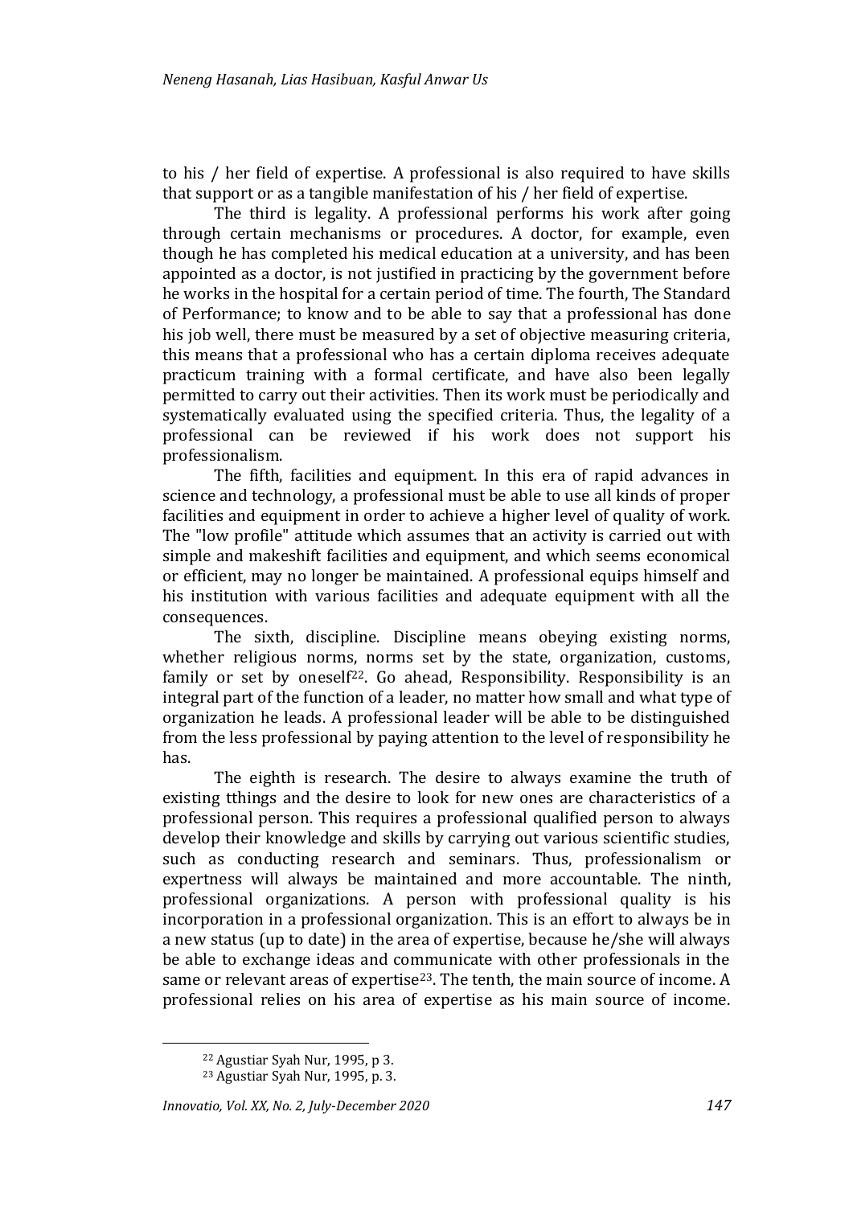to his / her field of expertise. A professional is also required to have skills that support or as a tangible manifestation of his / her field of expertise.

The third is legality. A professional performs his work after going through certain mechanisms or procedures. A doctor, for example, even though he has completed his medical education at a university, and has been appointed as a doctor, is not justified in practicing by the government before he works in the hospital for a certain period of time. The fourth, The Standard of Performance; to know and to be able to say that a professional has done his job well, there must be measured by a set of objective measuring criteria, this means that a professional who has a certain diploma receives adequate practicum training with a formal certificate, and have also been legally permitted to carry out their activities. Then its work must be periodically and systematically evaluated using the specified criteria. Thus, the legality of a professional can be reviewed if his work does not support his professionalism.

The fifth, facilities and equipment. In this era of rapid advances in science and technology, a professional must be able to use all kinds of proper facilities and equipment in order to achieve a higher level of quality of work. The "low profile" attitude which assumes that an activity is carried out with simple and makeshift facilities and equipment, and which seems economical or efficient, may no longer be maintained. A professional equips himself and his institution with various facilities and adequate equipment with all the consequences.

The sixth, discipline. Discipline means obeying existing norms, whether religious norms, norms set by the state, organization, customs, family or set by oneself[22]. Go ahead, Responsibility. Responsibility is an integral part of the function of a leader, no matter how small and what type of organization he leads. A professional leader will be able to be distinguished from the less professional by paying attention to the level of responsibility he has.

The eighth is research. The desire to always examine the truth of existing tthings and the desire to look for new ones are characteristics of a professional person. This requires a professional qualified person to always develop their knowledge and skills by carrying out various scientific studies, such as conducting research and seminars. Thus, professionalism or expertness will always be maintained and more accountable. The ninth, professional organizations. A person with professional quality is his incorporation in a professional organization. This is an effort to always be in a new status (up to date) in the area of expertise, because he/she will always be able to exchange ideas and communicate with other professionals in the same or relevant areas of expertise[23]. The tenth, the main source of income. A professional relies on his area of expertise as his main source of income.

---

[22] Agustiar Syah Nur, 1995, p 3.

[23] Agustiar Syah Nur, 1995, p. 3.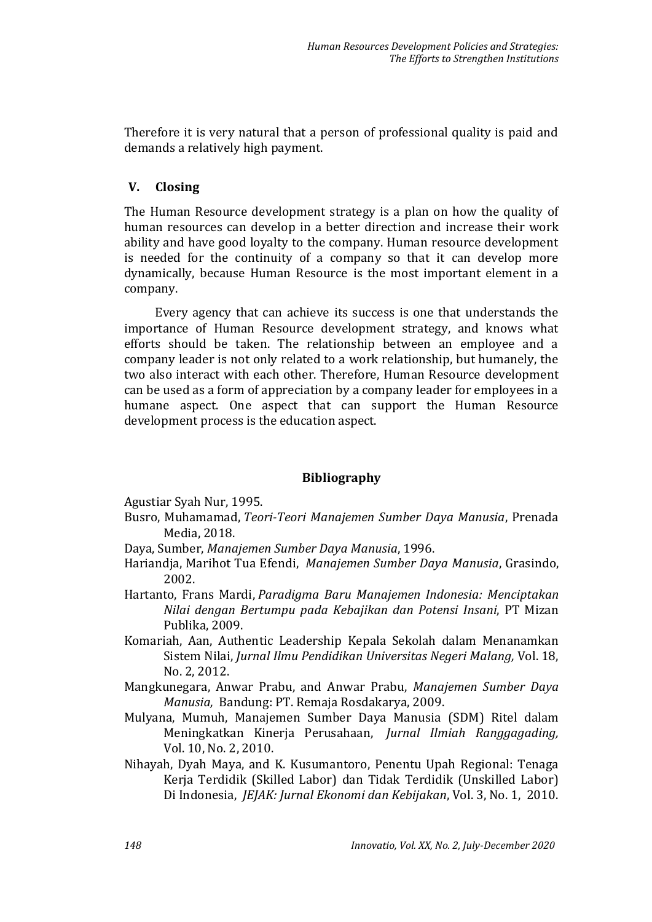Therefore it is very natural that a person of professional quality is paid and demands a relatively high payment.

## V. Closing

The Human Resource development strategy is a plan on how the quality of human resources can develop in a better direction and increase their work ability and have good loyalty to the company. Human resource development is needed for the continuity of a company so that it can develop more dynamically, because Human Resource is the most important element in a company.

Every agency that can achieve its success is one that understands the importance of Human Resource development strategy, and knows what efforts should be taken. The relationship between an employee and a company leader is not only related to a work relationship, but humanely, the two also interact with each other. Therefore, Human Resource development can be used as a form of appreciation by a company leader for employees in a humane aspect. One aspect that can support the Human Resource development process is the education aspect.

## Bibliography

Agustiar Syah Nur, 1995.

Busro, Muhamamad, *Teori-Teori Manajemen Sumber Daya Manusia*, Prenada Media, 2018.

Daya, Sumber, *Manajemen Sumber Daya Manusia*, 1996.

Hariandja, Marihot Tua Efendi, *Manajemen Sumber Daya Manusia*, Grasindo, 2002.

Hartanto, Frans Mardi, *Paradigma Baru Manajemen Indonesia: Menciptakan Nilai dengan Bertumpu pada Kebajikan dan Potensi Insani*, PT Mizan Publika, 2009.

Komariah, Aan, Authentic Leadership Kepala Sekolah dalam Menanamkan Sistem Nilai, *Jurnal Ilmu Pendidikan Universitas Negeri Malang,* Vol. 18, No. 2, 2012.

Mangkunegara, Anwar Prabu, and Anwar Prabu, *Manajemen Sumber Daya Manusia,* Bandung: PT. Remaja Rosdakarya, 2009.

Mulyana, Mumuh, Manajemen Sumber Daya Manusia (SDM) Ritel dalam Meningkatkan Kinerja Perusahaan, *Jurnal Ilmiah Ranggagading,* Vol. 10, No. 2, 2010.

Nihayah, Dyah Maya, and K. Kusumantoro, Penentu Upah Regional: Tenaga Kerja Terdidik (Skilled Labor) dan Tidak Terdidik (Unskilled Labor) Di Indonesia, *JEJAK: Jurnal Ekonomi dan Kebijakan*, Vol. 3, No. 1, 2010.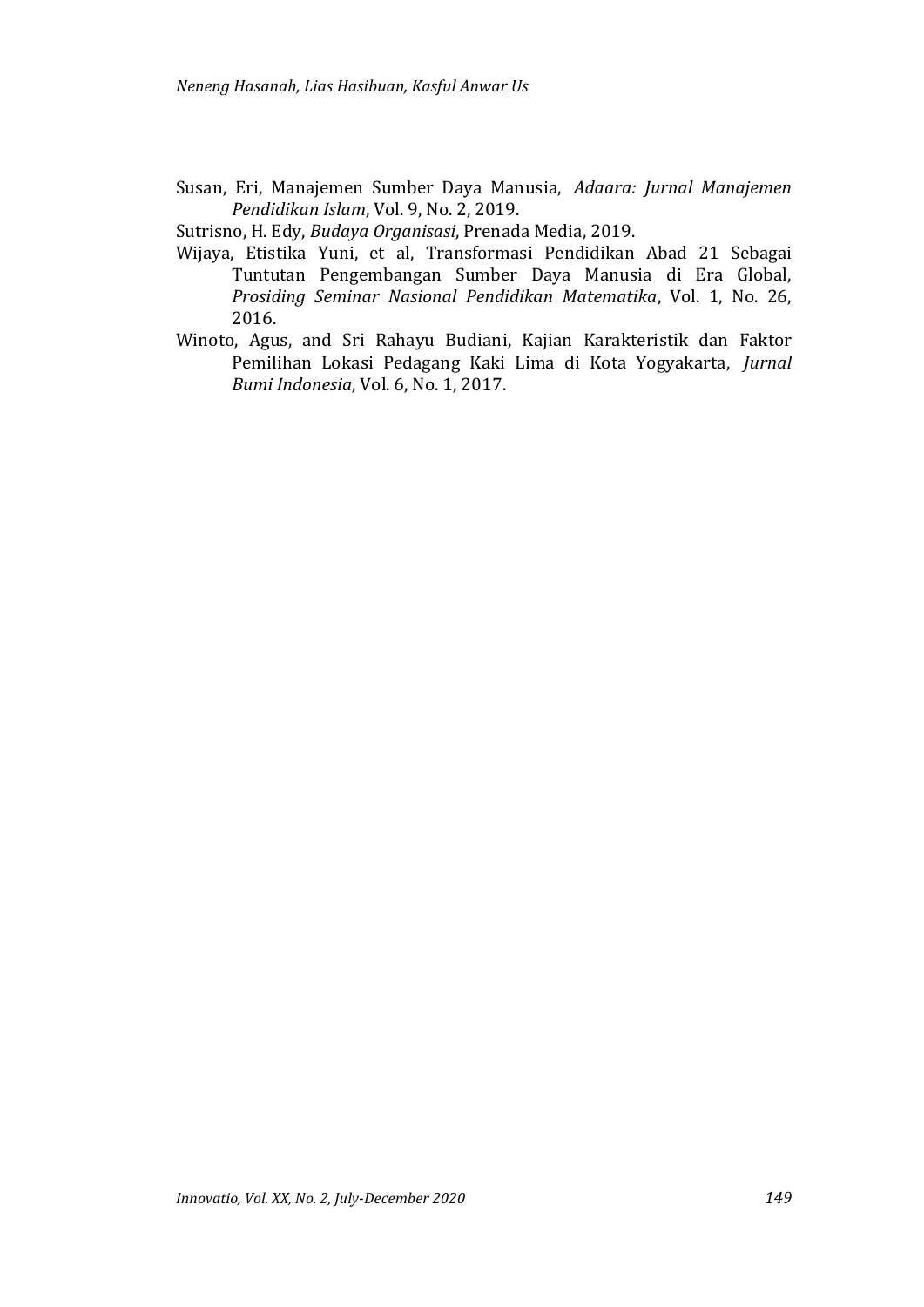Susan, Eri, Manajemen Sumber Daya Manusia, *Adaara: Jurnal Manajemen Pendidikan Islam*, Vol. 9, No. 2, 2019.

Sutrisno, H. Edy, *Budaya Organisasi*, Prenada Media, 2019.

Wijaya, Etistika Yuni, et al, Transformasi Pendidikan Abad 21 Sebagai Tuntutan Pengembangan Sumber Daya Manusia di Era Global, *Prosiding Seminar Nasional Pendidikan Matematika*, Vol. 1, No. 26, 2016.

Winoto, Agus, and Sri Rahayu Budiani, Kajian Karakteristik dan Faktor Pemilihan Lokasi Pedagang Kaki Lima di Kota Yogyakarta, *Jurnal Bumi Indonesia*, Vol. 6, No. 1, 2017.